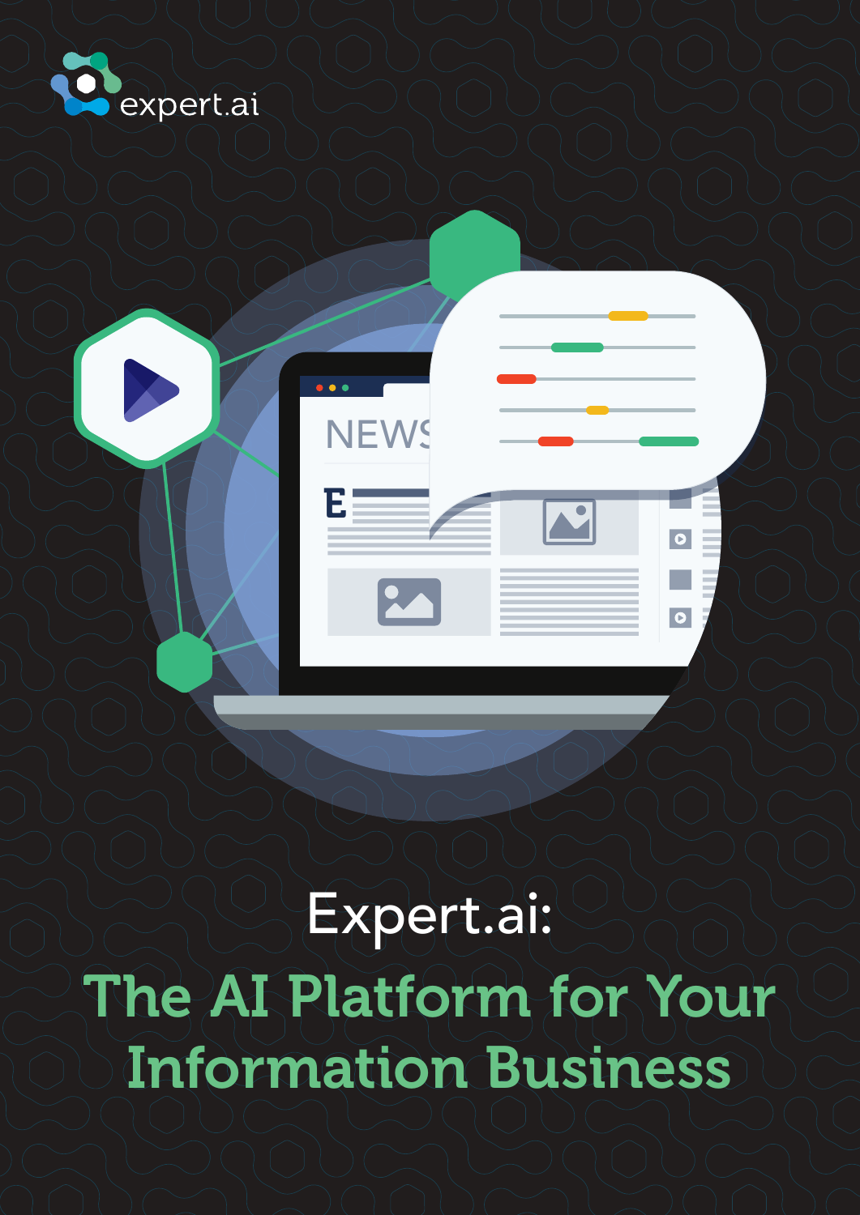expert.ai

# Expert.ai:

# The AI Platform for Your Information Business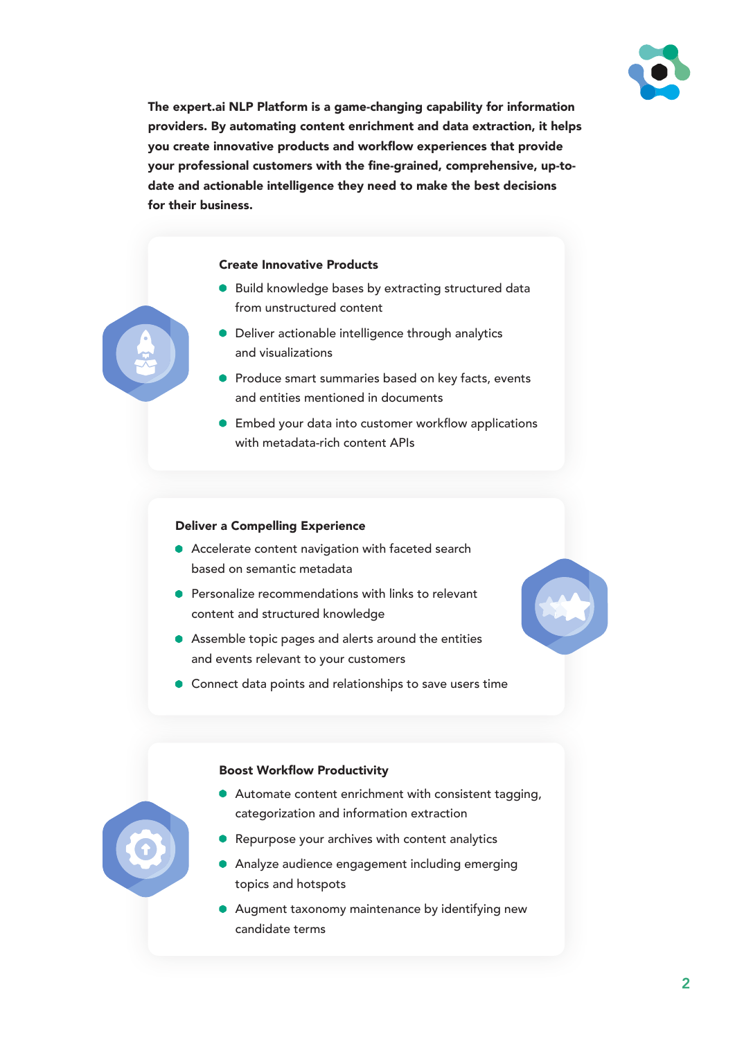**The expert.ai NLP Platform is a game-changing capability for information providers. By automating content enrichment and data extraction, it helps you create innovative products and workflow experiences that provide your professional customers with the fine-grained, comprehensive, up-to-date and actionable intelligence they need to make the best decisions for their business.**

### Create Innovative Products

- Build knowledge bases by extracting structured data from unstructured content
- Deliver actionable intelligence through analytics and visualizations
- Produce smart summaries based on key facts, events and entities mentioned in documents
- Embed your data into customer workflow applications with metadata-rich content APIs

### Deliver a Compelling Experience

- Accelerate content navigation with faceted search based on semantic metadata
- Personalize recommendations with links to relevant content and structured knowledge
- Assemble topic pages and alerts around the entities and events relevant to your customers
- Connect data points and relationships to save users time

### Boost Workflow Productivity

- Automate content enrichment with consistent tagging, categorization and information extraction
- Repurpose your archives with content analytics
- Analyze audience engagement including emerging topics and hotspots
- Augment taxonomy maintenance by identifying new candidate terms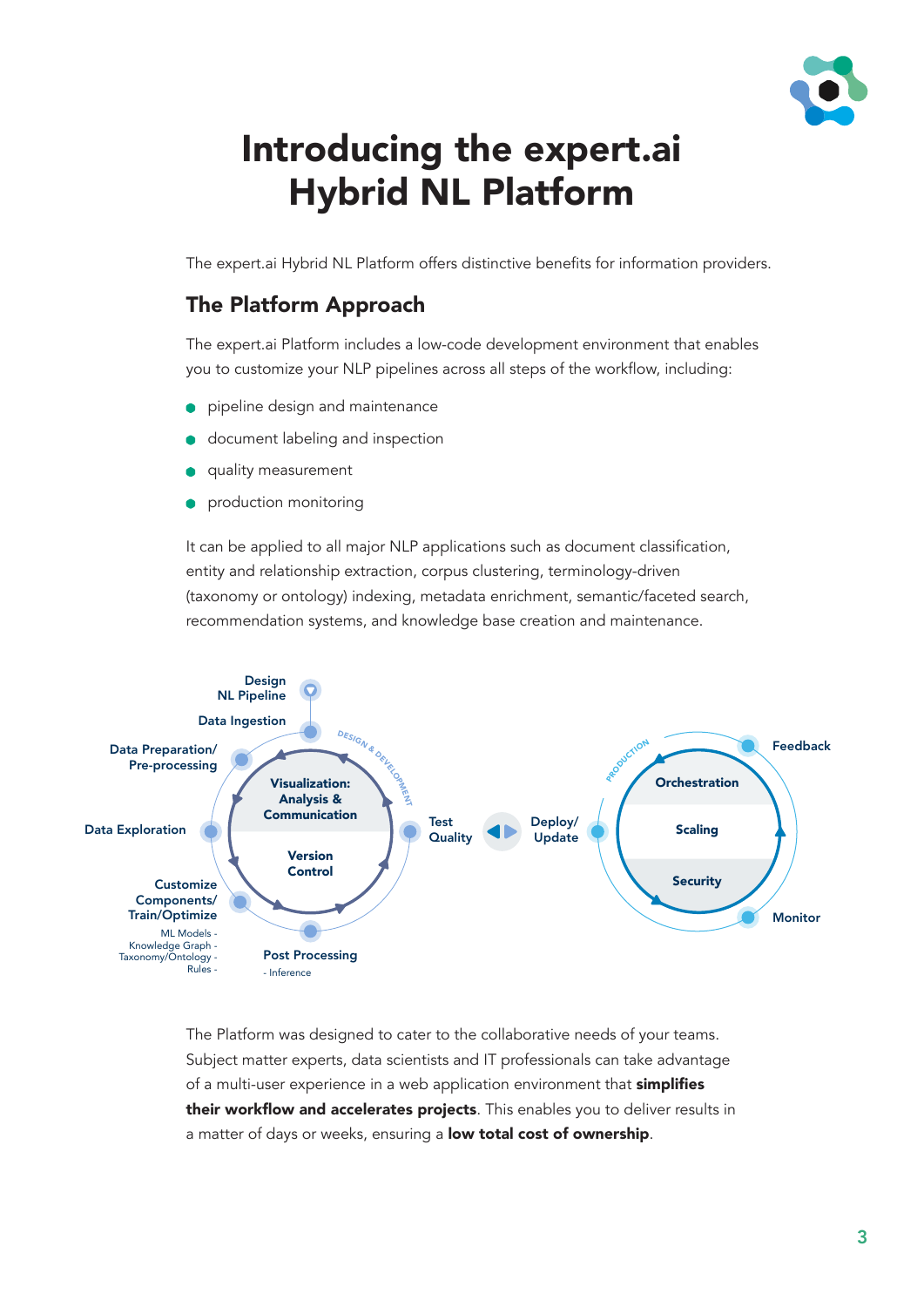# Introducing the expert.ai Hybrid NL Platform

The expert.ai Hybrid NL Platform offers distinctive benefits for information providers.

## The Platform Approach

The expert.ai Platform includes a low-code development environment that enables you to customize your NLP pipelines across all steps of the workflow, including:

- pipeline design and maintenance
- document labeling and inspection
- quality measurement
- production monitoring

It can be applied to all major NLP applications such as document classification, entity and relationship extraction, corpus clustering, terminology-driven (taxonomy or ontology) indexing, metadata enrichment, semantic/faceted search, recommendation systems, and knowledge base creation and maintenance.

DESIGN & DEVELOPMENT

- Design NL Pipeline
- Data Ingestion
- Data Preparation/ Pre-processing
- Data Exploration
- Customize Components/ Train/Optimize
  - ML Models -
  - Knowledge Graph -
  - Taxonomy/Ontology -
  - Rules -
- Post Processing
  - Inference
- Test Quality
- Visualization: Analysis & Communication
- Version Control

PRODUCTION

- Deploy/ Update
- Feedback
- Monitor
- Orchestration
- Scaling
- Security

The Platform was designed to cater to the collaborative needs of your teams. Subject matter experts, data scientists and IT professionals can take advantage of a multi-user experience in a web application environment that **simplifies their workflow and accelerates projects**. This enables you to deliver results in a matter of days or weeks, ensuring a **low total cost of ownership**.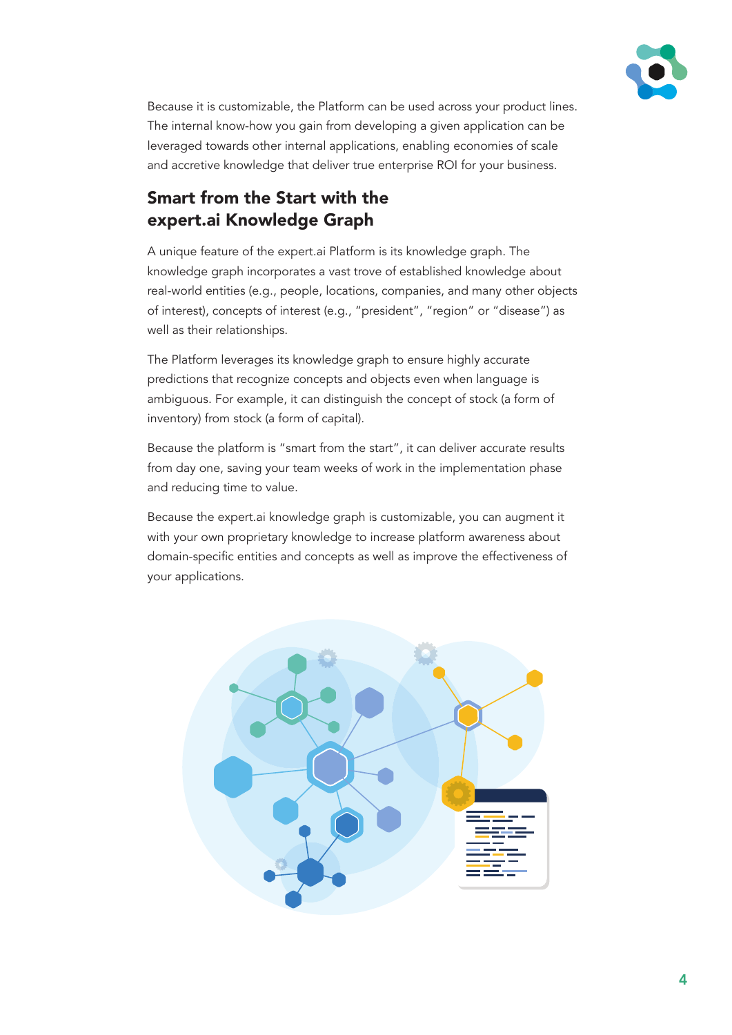Because it is customizable, the Platform can be used across your product lines. The internal know-how you gain from developing a given application can be leveraged towards other internal applications, enabling economies of scale and accretive knowledge that deliver true enterprise ROI for your business.

## Smart from the Start with the expert.ai Knowledge Graph

A unique feature of the expert.ai Platform is its knowledge graph. The knowledge graph incorporates a vast trove of established knowledge about real-world entities (e.g., people, locations, companies, and many other objects of interest), concepts of interest (e.g., "president", "region" or "disease") as well as their relationships.

The Platform leverages its knowledge graph to ensure highly accurate predictions that recognize concepts and objects even when language is ambiguous. For example, it can distinguish the concept of stock (a form of inventory) from stock (a form of capital).

Because the platform is "smart from the start", it can deliver accurate results from day one, saving your team weeks of work in the implementation phase and reducing time to value.

Because the expert.ai knowledge graph is customizable, you can augment it with your own proprietary knowledge to increase platform awareness about domain-specific entities and concepts as well as improve the effectiveness of your applications.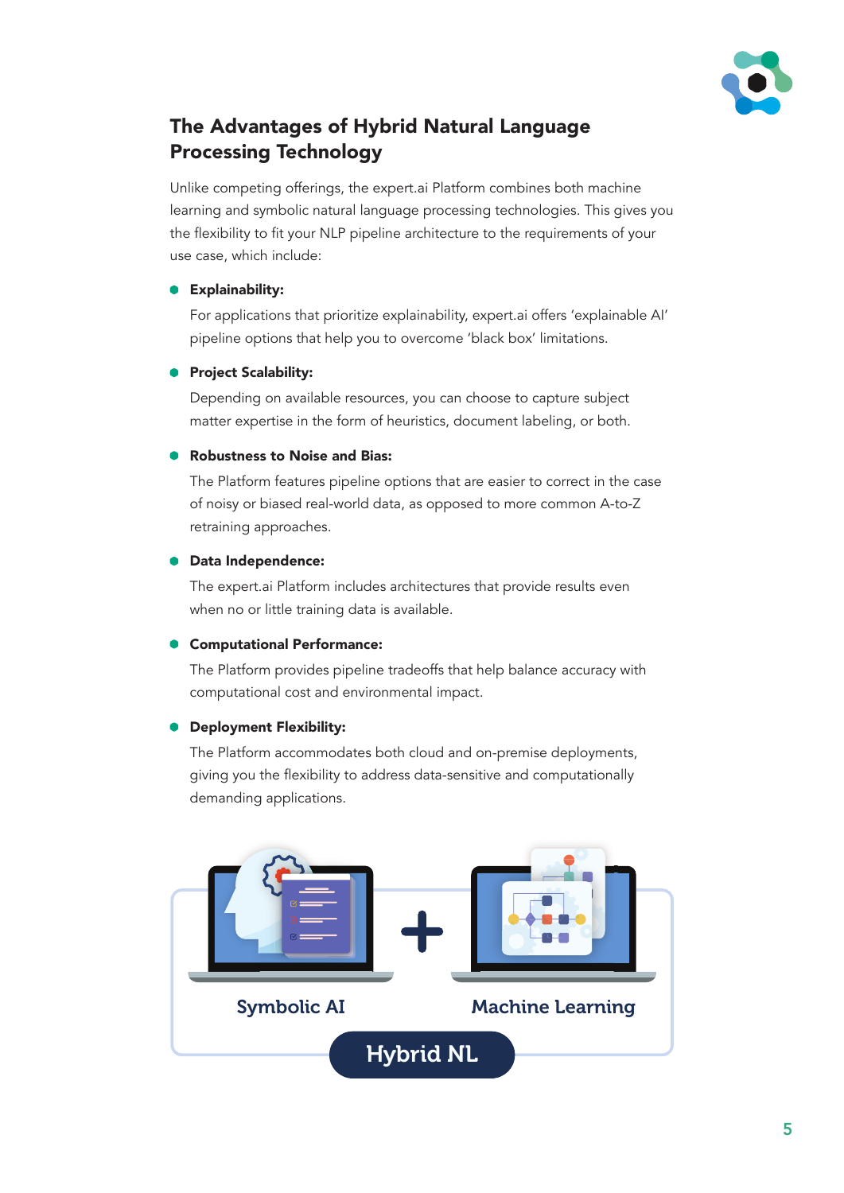## The Advantages of Hybrid Natural Language Processing Technology

Unlike competing offerings, the expert.ai Platform combines both machine learning and symbolic natural language processing technologies. This gives you the flexibility to fit your NLP pipeline architecture to the requirements of your use case, which include:

- **Explainability:**

  For applications that prioritize explainability, expert.ai offers 'explainable AI' pipeline options that help you to overcome 'black box' limitations.

- **Project Scalability:**

  Depending on available resources, you can choose to capture subject matter expertise in the form of heuristics, document labeling, or both.

- **Robustness to Noise and Bias:**

  The Platform features pipeline options that are easier to correct in the case of noisy or biased real-world data, as opposed to more common A-to-Z retraining approaches.

- **Data Independence:**

  The expert.ai Platform includes architectures that provide results even when no or little training data is available.

- **Computational Performance:**

  The Platform provides pipeline tradeoffs that help balance accuracy with computational cost and environmental impact.

- **Deployment Flexibility:**

  The Platform accommodates both cloud and on-premise deployments, giving you the flexibility to address data-sensitive and computationally demanding applications.

Symbolic AI + Machine Learning

Hybrid NL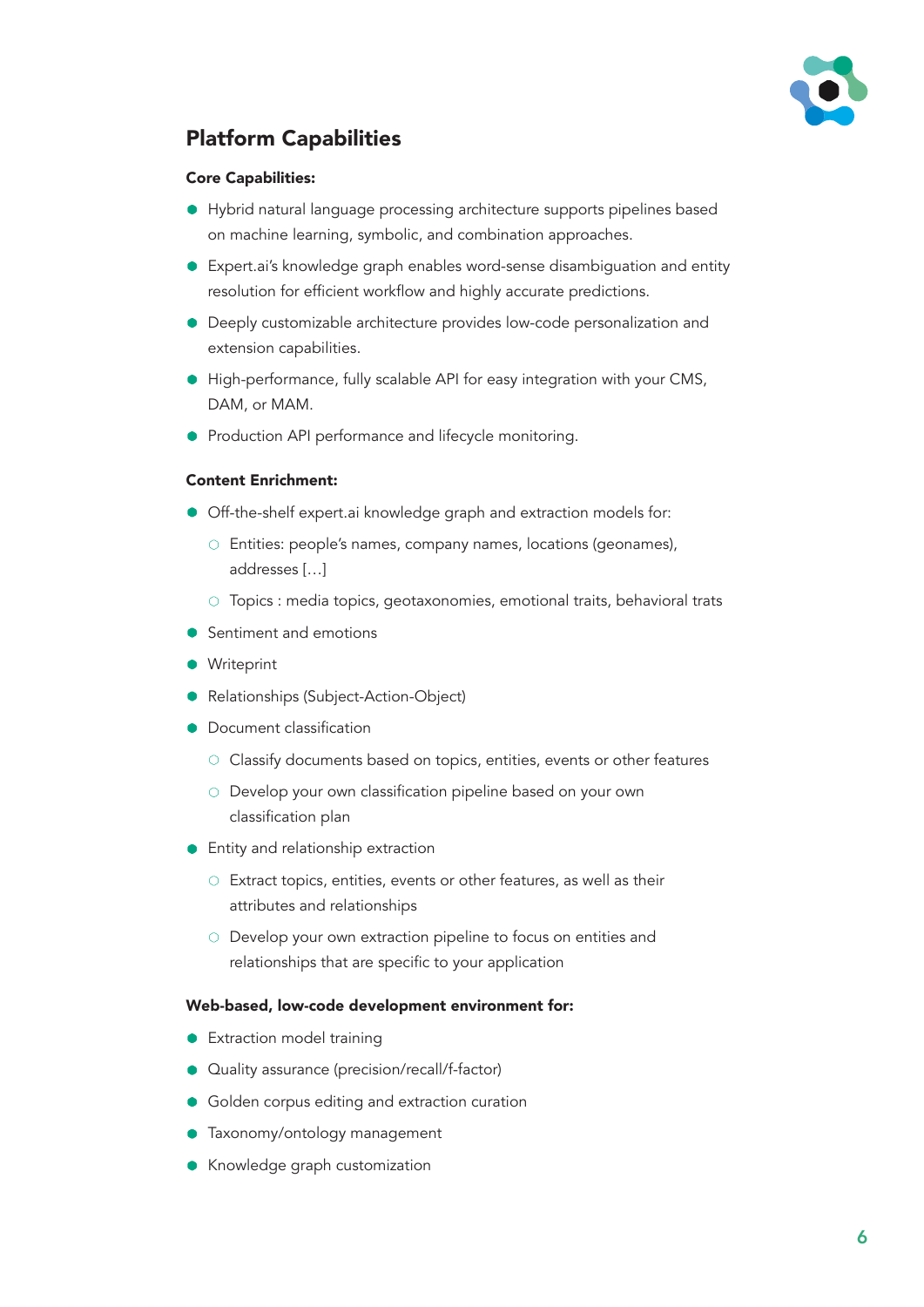## Platform Capabilities

**Core Capabilities:**

- Hybrid natural language processing architecture supports pipelines based on machine learning, symbolic, and combination approaches.
- Expert.ai's knowledge graph enables word-sense disambiguation and entity resolution for efficient workflow and highly accurate predictions.
- Deeply customizable architecture provides low-code personalization and extension capabilities.
- High-performance, fully scalable API for easy integration with your CMS, DAM, or MAM.
- Production API performance and lifecycle monitoring.

**Content Enrichment:**

- Off-the-shelf expert.ai knowledge graph and extraction models for:
    - Entities: people's names, company names, locations (geonames), addresses […]
    - Topics : media topics, geotaxonomies, emotional traits, behavioral trats
- Sentiment and emotions
- Writeprint
- Relationships (Subject-Action-Object)
- Document classification
    - Classify documents based on topics, entities, events or other features
    - Develop your own classification pipeline based on your own classification plan
- Entity and relationship extraction
    - Extract topics, entities, events or other features, as well as their attributes and relationships
    - Develop your own extraction pipeline to focus on entities and relationships that are specific to your application

**Web-based, low-code development environment for:**

- Extraction model training
- Quality assurance (precision/recall/f-factor)
- Golden corpus editing and extraction curation
- Taxonomy/ontology management
- Knowledge graph customization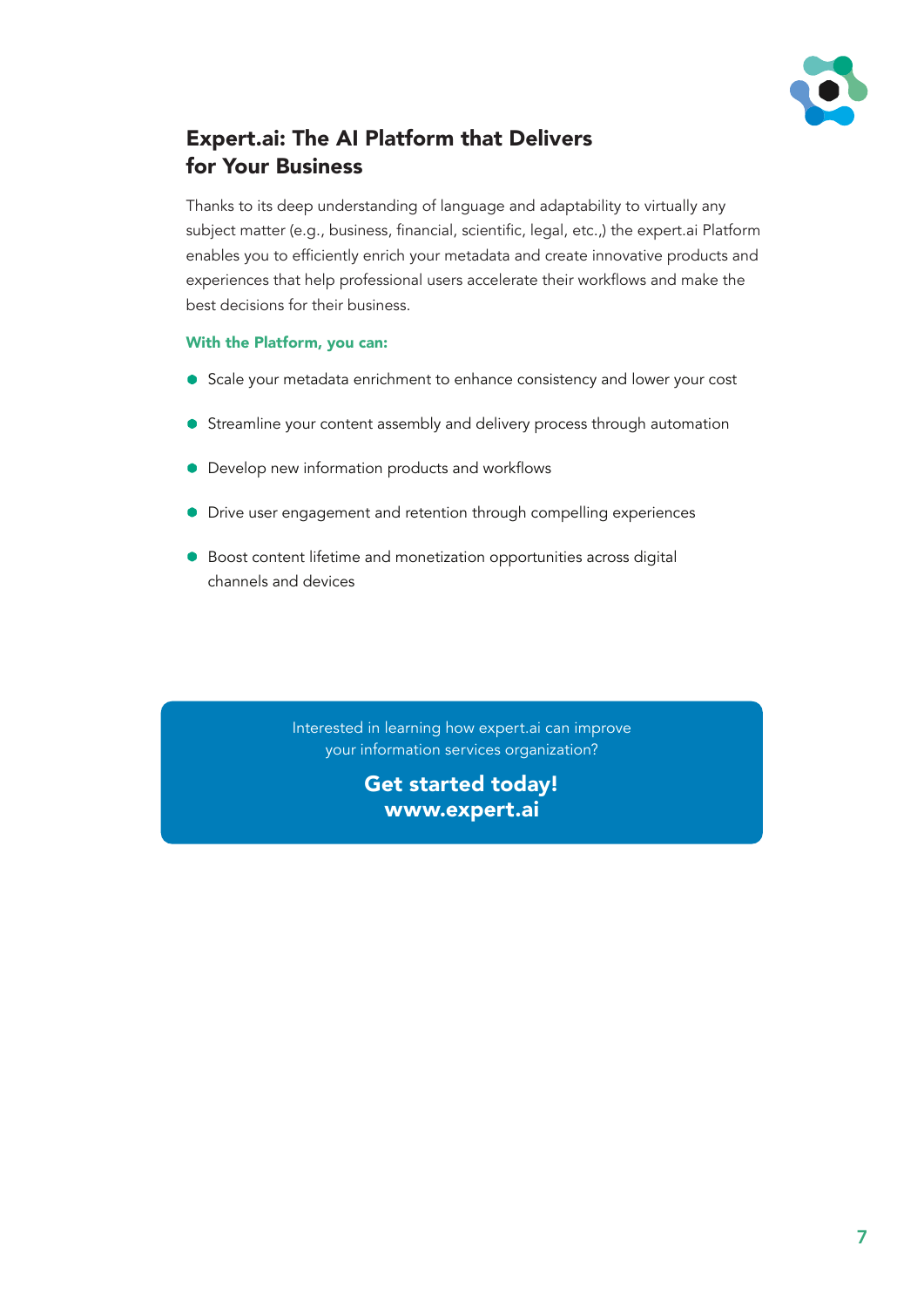## Expert.ai: The AI Platform that Delivers for Your Business

Thanks to its deep understanding of language and adaptability to virtually any subject matter (e.g., business, financial, scientific, legal, etc.,) the expert.ai Platform enables you to efficiently enrich your metadata and create innovative products and experiences that help professional users accelerate their workflows and make the best decisions for their business.

**With the Platform, you can:**

- Scale your metadata enrichment to enhance consistency and lower your cost
- Streamline your content assembly and delivery process through automation
- Develop new information products and workflows
- Drive user engagement and retention through compelling experiences
- Boost content lifetime and monetization opportunities across digital channels and devices

Interested in learning how expert.ai can improve your information services organization?

**Get started today!**
**www.expert.ai**